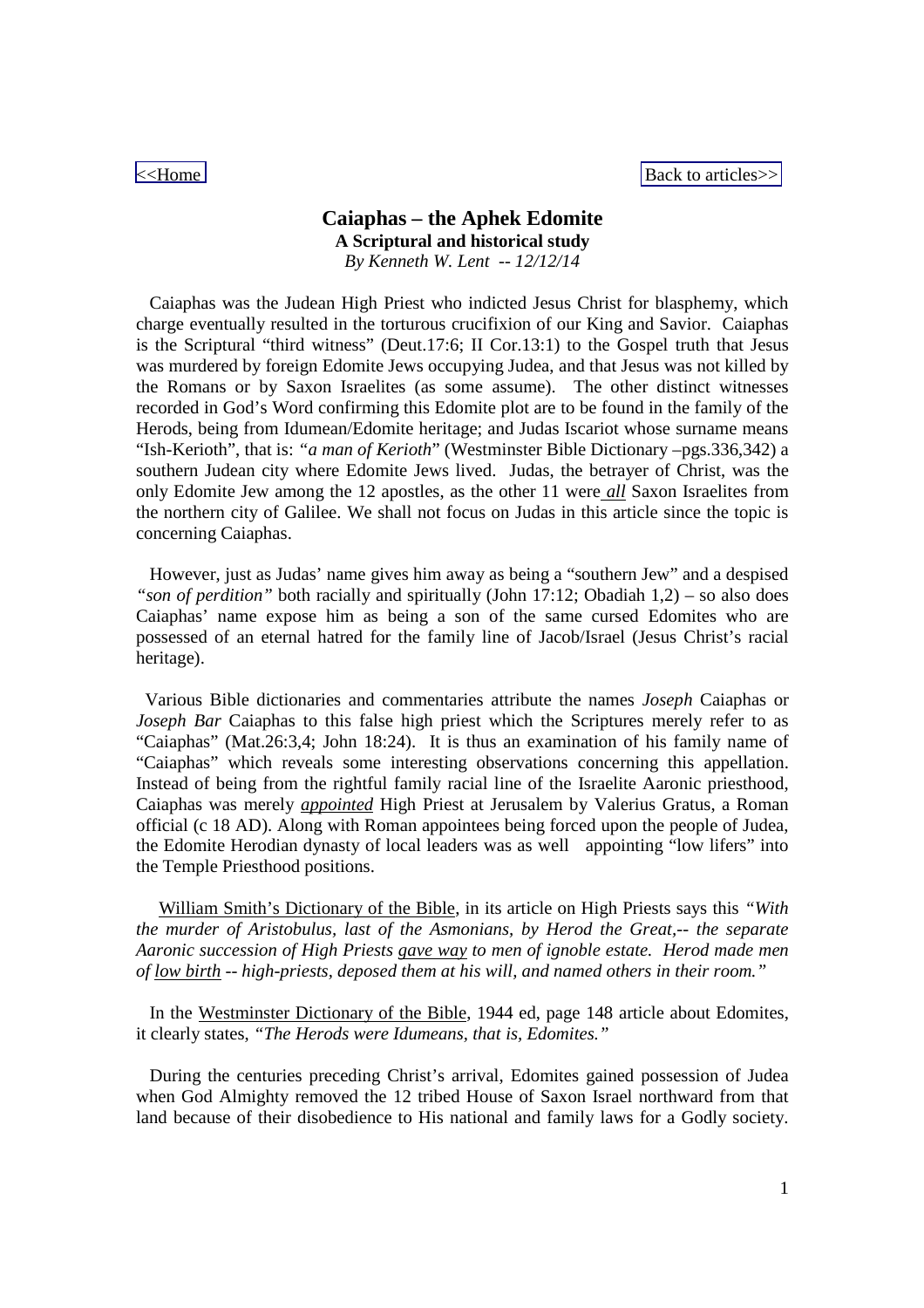[<<Home](#) [Back to articles>>](#)

# Caiaphas – the Aphek Edomite

**A Scriptural and historical study**

*By Kenneth W. Lent -- 12/12/14*

Caiaphas was the Judean High Priest who indicted Jesus Christ for blasphemy, which charge eventually resulted in the torturous crucifixion of our King and Savior. Caiaphas is the Scriptural "third witness" (Deut.17:6; II Cor.13:1) to the Gospel truth that Jesus was murdered by foreign Edomite Jews occupying Judea, and that Jesus was not killed by the Romans or by Saxon Israelites (as some assume). The other distinct witnesses recorded in God's Word confirming this Edomite plot are to be found in the family of the Herods, being from Idumean/Edomite heritage; and Judas Iscariot whose surname means "Ish-Kerioth", that is: *"a man of Kerioth"* (Westminster Bible Dictionary –pgs.336,342) a southern Judean city where Edomite Jews lived. Judas, the betrayer of Christ, was the only Edomite Jew among the 12 apostles, as the other 11 were *__all__* Saxon Israelites from the northern city of Galilee. We shall not focus on Judas in this article since the topic is concerning Caiaphas.

However, just as Judas' name gives him away as being a "southern Jew" and a despised *"son of perdition"* both racially and spiritually (John 17:12; Obadiah 1,2) – so also does Caiaphas' name expose him as being a son of the same cursed Edomites who are possessed of an eternal hatred for the family line of Jacob/Israel (Jesus Christ's racial heritage).

Various Bible dictionaries and commentaries attribute the names *Joseph* Caiaphas or *Joseph Bar* Caiaphas to this false high priest which the Scriptures merely refer to as "Caiaphas" (Mat.26:3,4; John 18:24). It is thus an examination of his family name of "Caiaphas" which reveals some interesting observations concerning this appellation. Instead of being from the rightful family racial line of the Israelite Aaronic priesthood, Caiaphas was merely *__appointed__* High Priest at Jerusalem by Valerius Gratus, a Roman official (c 18 AD). Along with Roman appointees being forced upon the people of Judea, the Edomite Herodian dynasty of local leaders was as well appointing "low lifers" into the Temple Priesthood positions.

William Smith's Dictionary of the Bible, in its article on High Priests says this *"With the murder of Aristobulus, last of the Asmonians, by Herod the Great,-- the separate Aaronic succession of High Priests __gave way__ to men of ignoble estate. Herod made men of __low birth__ -- high-priests, deposed them at his will, and named others in their room."*

In the Westminster Dictionary of the Bible, 1944 ed, page 148 article about Edomites, it clearly states, *"The Herods were Idumeans, that is, Edomites."*

During the centuries preceding Christ's arrival, Edomites gained possession of Judea when God Almighty removed the 12 tribed House of Saxon Israel northward from that land because of their disobedience to His national and family laws for a Godly society.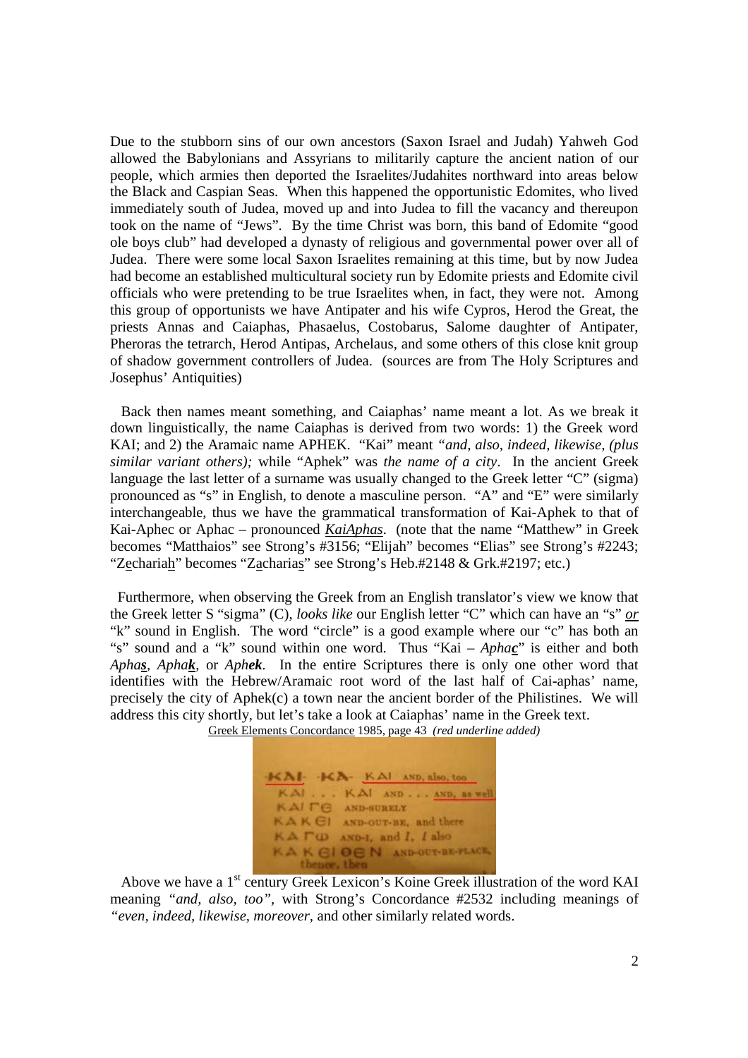Due to the stubborn sins of our own ancestors (Saxon Israel and Judah) Yahweh God allowed the Babylonians and Assyrians to militarily capture the ancient nation of our people, which armies then deported the Israelites/Judahites northward into areas below the Black and Caspian Seas. When this happened the opportunistic Edomites, who lived immediately south of Judea, moved up and into Judea to fill the vacancy and thereupon took on the name of "Jews". By the time Christ was born, this band of Edomite "good ole boys club" had developed a dynasty of religious and governmental power over all of Judea. There were some local Saxon Israelites remaining at this time, but by now Judea had become an established multicultural society run by Edomite priests and Edomite civil officials who were pretending to be true Israelites when, in fact, they were not. Among this group of opportunists we have Antipater and his wife Cypros, Herod the Great, the priests Annas and Caiaphas, Phasaelus, Costobarus, Salome daughter of Antipater, Pheroras the tetrarch, Herod Antipas, Archelaus, and some others of this close knit group of shadow government controllers of Judea. (sources are from The Holy Scriptures and Josephus' Antiquities)

Back then names meant something, and Caiaphas' name meant a lot. As we break it down linguistically, the name Caiaphas is derived from two words: 1) the Greek word KAI; and 2) the Aramaic name APHEK. "Kai" meant *"and, also, indeed, likewise, (plus similar variant others);* while "Aphek" was *the name of a city*. In the ancient Greek language the last letter of a surname was usually changed to the Greek letter "C" (sigma) pronounced as "s" in English, to denote a masculine person. "A" and "E" were similarly interchangeable, thus we have the grammatical transformation of Kai-Aphek to that of Kai-Aphec or Aphac – pronounced ***KaiAphas***. (note that the name "Matthew" in Greek becomes "Matthaios" see Strong's #3156; "Elijah" becomes "Elias" see Strong's #2243; "Zechariah" becomes "Zacharias" see Strong's Heb.#2148 & Grk.#2197; etc.)

Furthermore, when observing the Greek from an English translator's view we know that the Greek letter S "sigma" (C), *looks like* our English letter "C" which can have an "s" ***or*** "k" sound in English. The word "circle" is a good example where our "c" has both an "s" sound and a "k" sound within one word. Thus "Kai – *Aphac*" is either and both *Aphas*, *Aphak*, or *Aphek*. In the entire Scriptures there is only one other word that identifies with the Hebrew/Aramaic root word of the last half of Cai-aphas' name, precisely the city of Aphek(c) a town near the ancient border of the Philistines. We will address this city shortly, but let's take a look at Caiaphas' name in the Greek text.

Greek Elements Concordance 1985, page 43 *(red underline added)*

KAI · KA · KAI AND, also, too
KAI . . . KAI AND . . . AND, as well
KAI ΓЄ AND-SURELY
KA K ЄI AND-OUT-BE, and there
KA Γ Ѡ AND-I, and I, I also
KA K ЄI ΘЄN AND-OUT-BE-PLACE, thence, then

Above we have a 1st century Greek Lexicon's Koine Greek illustration of the word KAI meaning *"and, also, too"*, with Strong's Concordance #2532 including meanings of *"even, indeed, likewise, moreover,* and other similarly related words.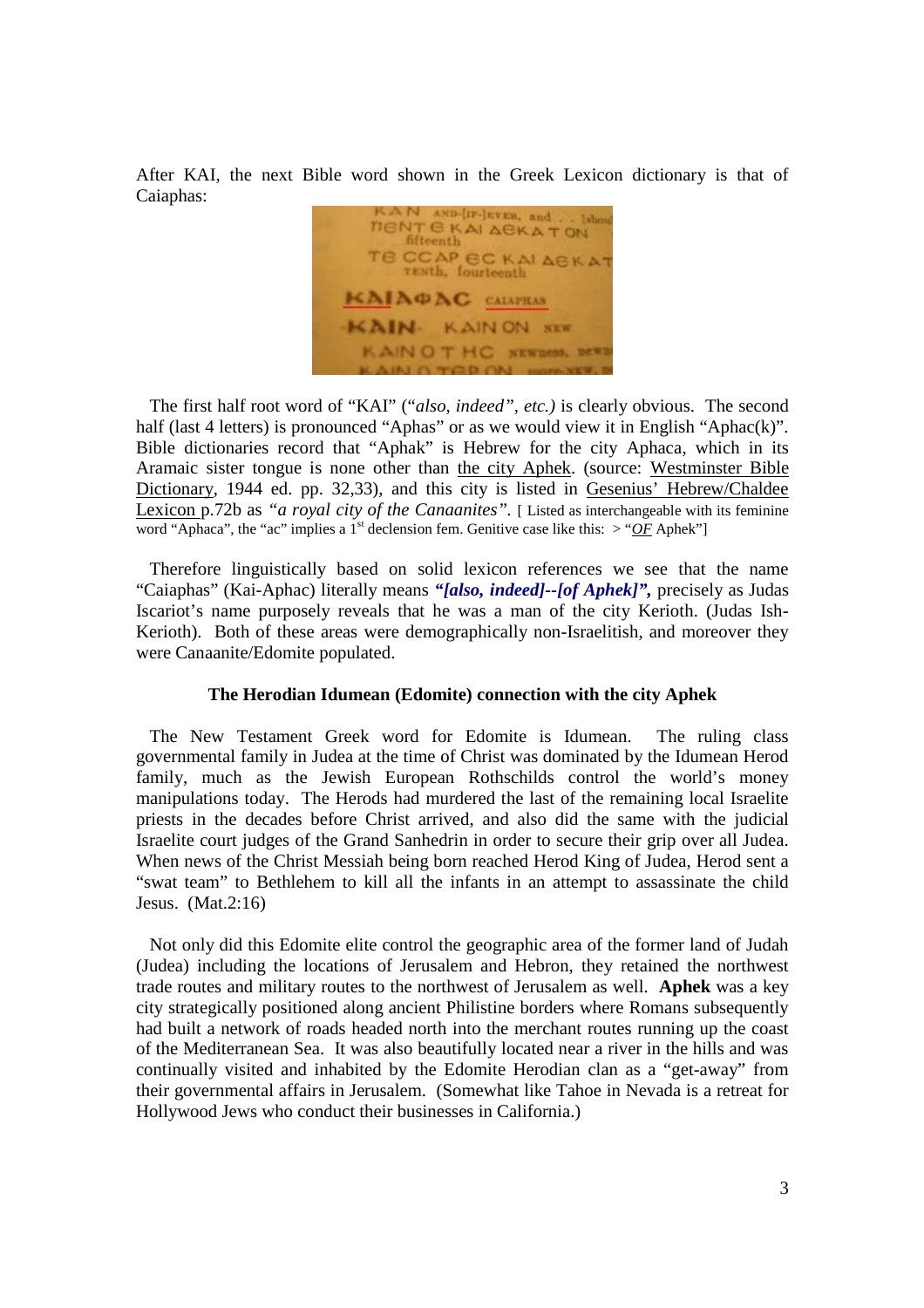After KAI, the next Bible word shown in the Greek Lexicon dictionary is that of Caiaphas:

The first half root word of "KAI" (*"also, indeed", etc.)* is clearly obvious. The second half (last 4 letters) is pronounced "Aphas" or as we would view it in English "Aphac(k)". Bible dictionaries record that "Aphak" is Hebrew for the city Aphaca, which in its Aramaic sister tongue is none other than the city Aphek. (source: Westminster Bible Dictionary, 1944 ed. pp. 32,33), and this city is listed in Gesenius' Hebrew/Chaldee Lexicon p.72b as *"a royal city of the Canaanites"*. [ Listed as interchangeable with its feminine word "Aphaca", the "ac" implies a 1st declension fem. Genitive case like this: > "*OF* Aphek"]

Therefore linguistically based on solid lexicon references we see that the name "Caiaphas" (Kai-Aphac) literally means ***"[also, indeed]--[of Aphek]",*** precisely as Judas Iscariot's name purposely reveals that he was a man of the city Kerioth. (Judas Ish-Kerioth). Both of these areas were demographically non-Israelitish, and moreover they were Canaanite/Edomite populated.

### The Herodian Idumean (Edomite) connection with the city Aphek

The New Testament Greek word for Edomite is Idumean. The ruling class governmental family in Judea at the time of Christ was dominated by the Idumean Herod family, much as the Jewish European Rothschilds control the world's money manipulations today. The Herods had murdered the last of the remaining local Israelite priests in the decades before Christ arrived, and also did the same with the judicial Israelite court judges of the Grand Sanhedrin in order to secure their grip over all Judea. When news of the Christ Messiah being born reached Herod King of Judea, Herod sent a "swat team" to Bethlehem to kill all the infants in an attempt to assassinate the child Jesus. (Mat.2:16)

Not only did this Edomite elite control the geographic area of the former land of Judah (Judea) including the locations of Jerusalem and Hebron, they retained the northwest trade routes and military routes to the northwest of Jerusalem as well. **Aphek** was a key city strategically positioned along ancient Philistine borders where Romans subsequently had built a network of roads headed north into the merchant routes running up the coast of the Mediterranean Sea. It was also beautifully located near a river in the hills and was continually visited and inhabited by the Edomite Herodian clan as a "get-away" from their governmental affairs in Jerusalem. (Somewhat like Tahoe in Nevada is a retreat for Hollywood Jews who conduct their businesses in California.)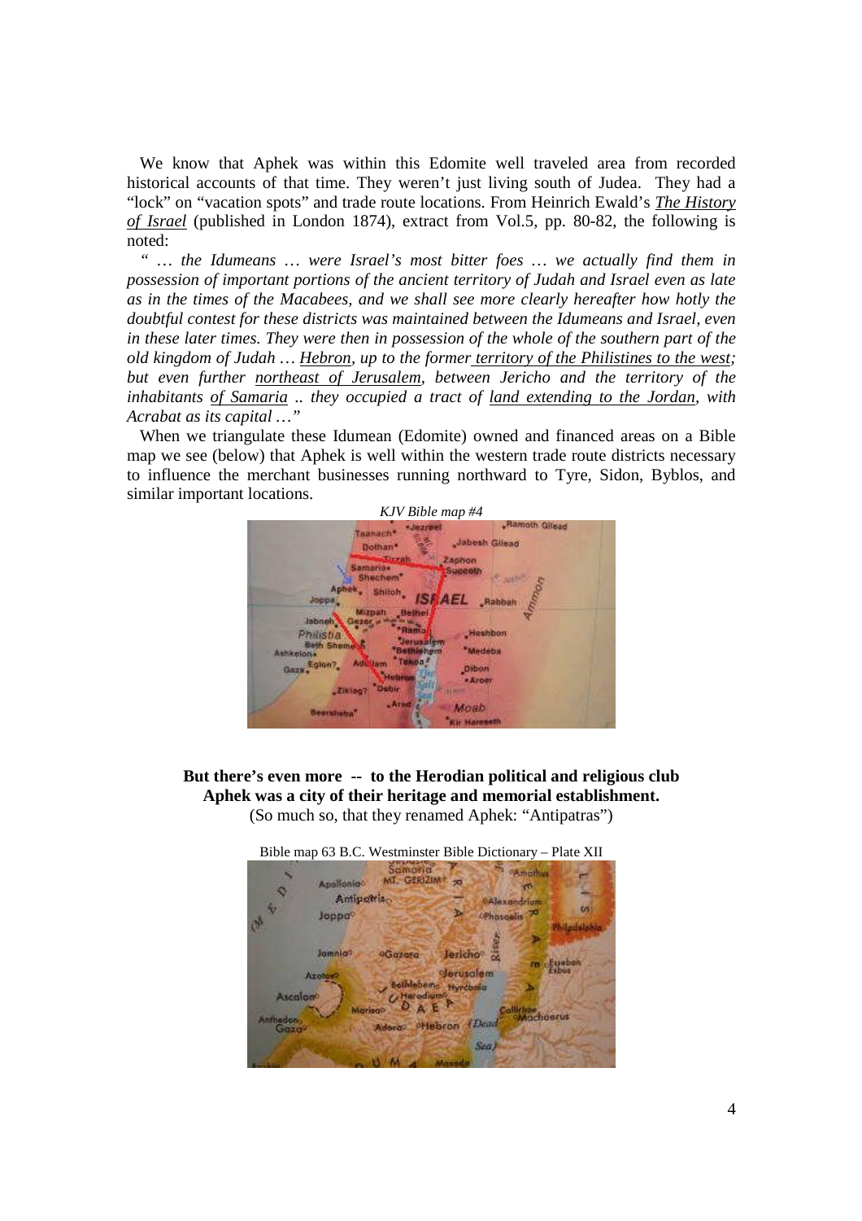We know that Aphek was within this Edomite well traveled area from recorded historical accounts of that time. They weren't just living south of Judea. They had a "lock" on "vacation spots" and trade route locations. From Heinrich Ewald's ***The History of Israel*** (published in London 1874), extract from Vol.5, pp. 80-82, the following is noted:

*" … the Idumeans … were Israel's most bitter foes … we actually find them in possession of important portions of the ancient territory of Judah and Israel even as late as in the times of the Macabees, and we shall see more clearly hereafter how hotly the doubtful contest for these districts was maintained between the Idumeans and Israel, even in these later times. They were then in possession of the whole of the southern part of the old kingdom of Judah … Hebron, up to the former territory of the Philistines to the west; but even further northeast of Jerusalem, between Jericho and the territory of the inhabitants of Samaria .. they occupied a tract of land extending to the Jordan, with Acrabat as its capital …"*

When we triangulate these Idumean (Edomite) owned and financed areas on a Bible map we see (below) that Aphek is well within the western trade route districts necessary to influence the merchant businesses running northward to Tyre, Sidon, Byblos, and similar important locations.

*KJV Bible map #4*

**But there's even more -- to the Herodian political and religious club Aphek was a city of their heritage and memorial establishment.**

(So much so, that they renamed Aphek: "Antipatras")

Bible map 63 B.C. Westminster Bible Dictionary – Plate XII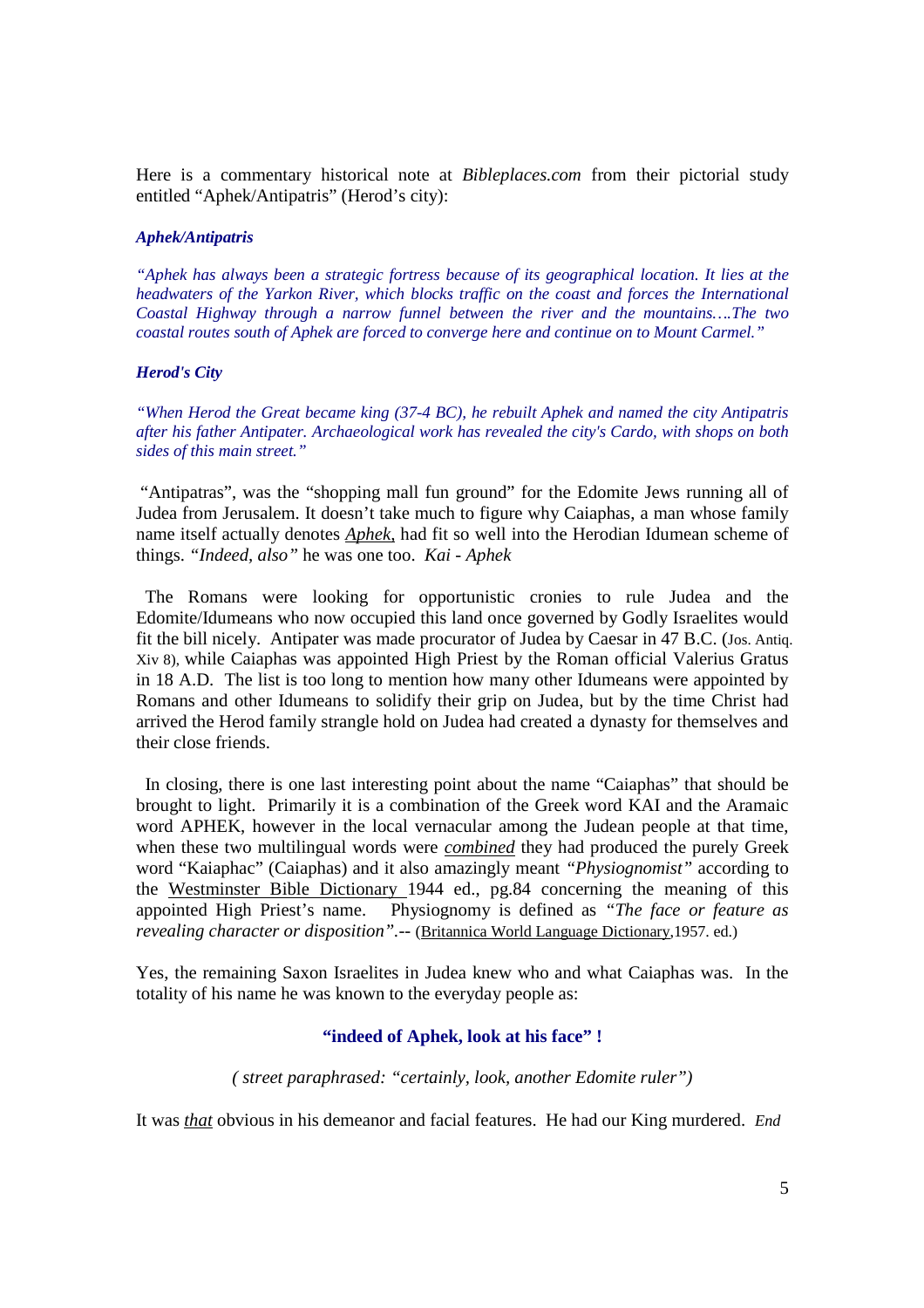Here is a commentary historical note at *Bibleplaces.com* from their pictorial study entitled "Aphek/Antipatris" (Herod's city):

***Aphek/Antipatris***

*"Aphek has always been a strategic fortress because of its geographical location. It lies at the headwaters of the Yarkon River, which blocks traffic on the coast and forces the International Coastal Highway through a narrow funnel between the river and the mountains….The two coastal routes south of Aphek are forced to converge here and continue on to Mount Carmel."*

***Herod's City***

*"When Herod the Great became king (37-4 BC), he rebuilt Aphek and named the city Antipatris after his father Antipater. Archaeological work has revealed the city's Cardo, with shops on both sides of this main street."*

"Antipatras", was the "shopping mall fun ground" for the Edomite Jews running all of Judea from Jerusalem. It doesn't take much to figure why Caiaphas, a man whose family name itself actually denotes *Aphek*, had fit so well into the Herodian Idumean scheme of things. *"Indeed, also"* he was one too. *Kai - Aphek*

The Romans were looking for opportunistic cronies to rule Judea and the Edomite/Idumeans who now occupied this land once governed by Godly Israelites would fit the bill nicely. Antipater was made procurator of Judea by Caesar in 47 B.C. (Jos. Antiq. Xiv 8), while Caiaphas was appointed High Priest by the Roman official Valerius Gratus in 18 A.D. The list is too long to mention how many other Idumeans were appointed by Romans and other Idumeans to solidify their grip on Judea, but by the time Christ had arrived the Herod family strangle hold on Judea had created a dynasty for themselves and their close friends.

In closing, there is one last interesting point about the name "Caiaphas" that should be brought to light. Primarily it is a combination of the Greek word KAI and the Aramaic word APHEK, however in the local vernacular among the Judean people at that time, when these two multilingual words were ***combined*** they had produced the purely Greek word "Kaiaphac" (Caiaphas) and it also amazingly meant *"Physiognomist"* according to the Westminster Bible Dictionary 1944 ed., pg.84 concerning the meaning of this appointed High Priest's name. Physiognomy is defined as *"The face or feature as revealing character or disposition"*.-- (Britannica World Language Dictionary,1957. ed.)

Yes, the remaining Saxon Israelites in Judea knew who and what Caiaphas was. In the totality of his name he was known to the everyday people as:

**"indeed of Aphek, look at his face" !**

*( street paraphrased: "certainly, look, another Edomite ruler")*

It was *that* obvious in his demeanor and facial features. He had our King murdered. *End*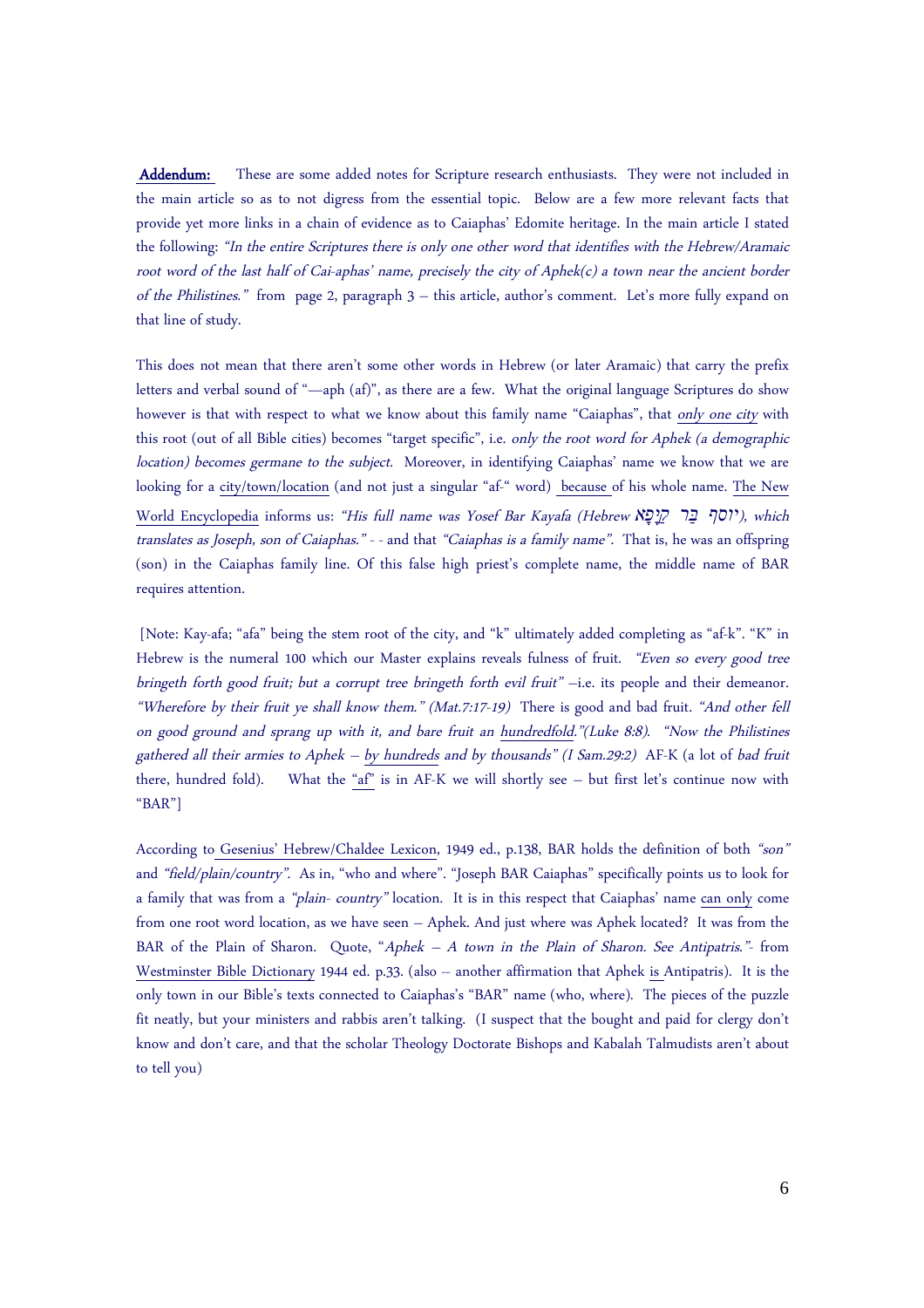**Addendum:** These are some added notes for Scripture research enthusiasts. They were not included in the main article so as to not digress from the essential topic. Below are a few more relevant facts that provide yet more links in a chain of evidence as to Caiaphas' Edomite heritage. In the main article I stated the following: *"In the entire Scriptures there is only one other word that identifies with the Hebrew/Aramaic root word of the last half of Cai-aphas' name, precisely the city of Aphek(c) a town near the ancient border of the Philistines."* from page 2, paragraph 3 – this article, author's comment. Let's more fully expand on that line of study.

This does not mean that there aren't some other words in Hebrew (or later Aramaic) that carry the prefix letters and verbal sound of "—aph (af)", as there are a few. What the original language Scriptures do show however is that with respect to what we know about this family name "Caiaphas", that *only one city* with this root (out of all Bible cities) becomes "target specific", i.e. *only the root word for Aphek (a demographic location) becomes germane to the subject.* Moreover, in identifying Caiaphas' name we know that we are looking for a city/town/location (and not just a singular "af-" word) because of his whole name. The New World Encyclopedia informs us: *"His full name was Yosef Bar Kayafa (Hebrew יוסף בַּר קַיָּפָא), which translates as Joseph, son of Caiaphas."* - - and that *"Caiaphas is a family name".* That is, he was an offspring (son) in the Caiaphas family line. Of this false high priest's complete name, the middle name of BAR requires attention.

[Note: Kay-afa; "afa" being the stem root of the city, and "k" ultimately added completing as "af-k". "K" in Hebrew is the numeral 100 which our Master explains reveals fulness of fruit. *"Even so every good tree bringeth forth good fruit; but a corrupt tree bringeth forth evil fruit"* –i.e. its people and their demeanor. *"Wherefore by their fruit ye shall know them." (Mat.7:17-19)* There is good and bad fruit. *"And other fell on good ground and sprang up with it, and bare fruit an hundredfold."(Luke 8:8). "Now the Philistines gathered all their armies to Aphek – by hundreds and by thousands" (I Sam.29:2)* AF-K (a lot of *bad fruit* there, hundred fold). What the "af" is in AF-K we will shortly see – but first let's continue now with "BAR"]

According to Gesenius' Hebrew/Chaldee Lexicon, 1949 ed., p.138, BAR holds the definition of both *"son"* and *"field/plain/country"*. As in, "who and where". "Joseph BAR Caiaphas" specifically points us to look for a family that was from a *"plain- country"* location. It is in this respect that Caiaphas' name can only come from one root word location, as we have seen – Aphek. And just where was Aphek located? It was from the BAR of the Plain of Sharon. Quote, "*Aphek – A town in the Plain of Sharon. See Antipatris."*- from Westminster Bible Dictionary 1944 ed. p.33. (also -- another affirmation that Aphek is Antipatris). It is the only town in our Bible's texts connected to Caiaphas's "BAR" name (who, where). The pieces of the puzzle fit neatly, but your ministers and rabbis aren't talking. (I suspect that the bought and paid for clergy don't know and don't care, and that the scholar Theology Doctorate Bishops and Kabalah Talmudists aren't about to tell you)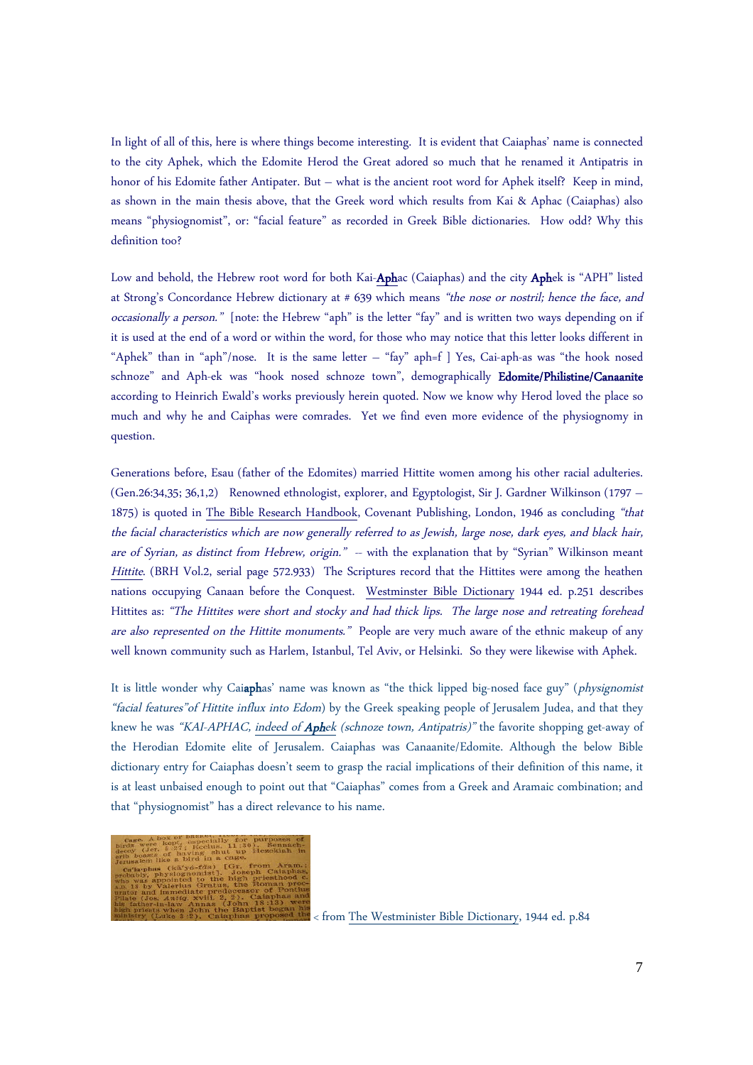In light of all of this, here is where things become interesting. It is evident that Caiaphas' name is connected to the city Aphek, which the Edomite Herod the Great adored so much that he renamed it Antipatris in honor of his Edomite father Antipater. But – what is the ancient root word for Aphek itself? Keep in mind, as shown in the main thesis above, that the Greek word which results from Kai & Aphac (Caiaphas) also means "physiognomist", or: "facial feature" as recorded in Greek Bible dictionaries. How odd? Why this definition too?

Low and behold, the Hebrew root word for both Kai-**Aph**ac (Caiaphas) and the city **Aph**ek is "APH" listed at Strong's Concordance Hebrew dictionary at # 639 which means *"the nose or nostril; hence the face, and occasionally a person."* [note: the Hebrew "aph" is the letter "fay" and is written two ways depending on if it is used at the end of a word or within the word, for those who may notice that this letter looks different in "Aphek" than in "aph"/nose. It is the same letter – "fay" aph=f ] Yes, Cai-aph-as was "the hook nosed schnoze" and Aph-ek was "hook nosed schnoze town", demographically **Edomite/Philistine/Canaanite** according to Heinrich Ewald's works previously herein quoted. Now we know why Herod loved the place so much and why he and Caiphas were comrades. Yet we find even more evidence of the physiognomy in question.

Generations before, Esau (father of the Edomites) married Hittite women among his other racial adulteries. (Gen.26:34,35; 36,1,2) Renowned ethnologist, explorer, and Egyptologist, Sir J. Gardner Wilkinson (1797 – 1875) is quoted in The Bible Research Handbook, Covenant Publishing, London, 1946 as concluding *"that the facial characteristics which are now generally referred to as Jewish, large nose, dark eyes, and black hair, are of Syrian, as distinct from Hebrew, origin."* -- with the explanation that by "Syrian" Wilkinson meant *Hittite*. (BRH Vol.2, serial page 572.933) The Scriptures record that the Hittites were among the heathen nations occupying Canaan before the Conquest. Westminster Bible Dictionary 1944 ed. p.251 describes Hittites as: *"The Hittites were short and stocky and had thick lips. The large nose and retreating forehead are also represented on the Hittite monuments."* People are very much aware of the ethnic makeup of any well known community such as Harlem, Istanbul, Tel Aviv, or Helsinki. So they were likewise with Aphek.

It is little wonder why Cai**aph**as' name was known as "the thick lipped big-nosed face guy" (*physignomist "facial features"of Hittite influx into Edom*) by the Greek speaking people of Jerusalem Judea, and that they knew he was *"KAI-APHAC, indeed of **Aph**ek (schnoze town, Antipatris)"* the favorite shopping get-away of the Herodian Edomite elite of Jerusalem. Caiaphas was Canaanite/Edomite. Although the below Bible dictionary entry for Caiaphas doesn't seem to grasp the racial implications of their definition of this name, it is at least unbaised enough to point out that "Caiaphas" comes from a Greek and Aramaic combination; and that "physiognomist" has a direct relevance to his name.

> birds were kept, especially for purposes of decoy (Jer. 5:27; Ecclus. 11:30). Sennacherib boasts of having shut up Hezekiah in Jerusalem like a bird in a cage.
>
> Ca'iaphas (kā'yá-făs) [Gr. from Aram.; probably, physiognomist]. Joseph Caiaphas, who was appointed to the high priesthood c. A.D. 18 by Valerius Gratus, the Roman procurator and immediate predecessor of Pontius Pilate (Jos. *Antiq.* xviii. 2, 2). Caiaphas and his father-in-law Annas (John 18:13) were high priests when John the Baptist began his ministry (Luke 3:2). Caiaphas proposed the

< from The Westminister Bible Dictionary, 1944 ed. p.84